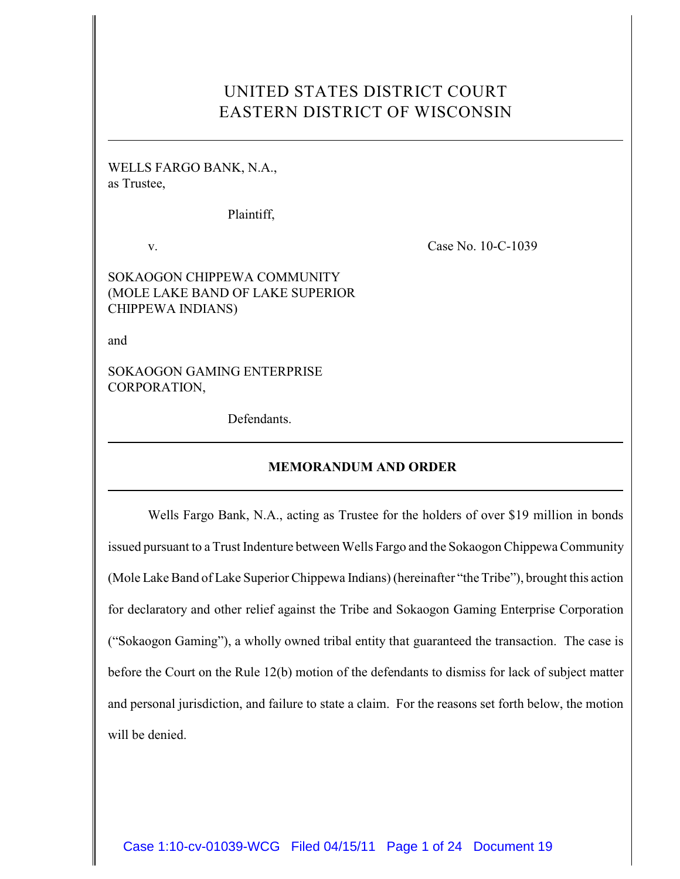# UNITED STATES DISTRICT COURT
# EASTERN DISTRICT OF WISCONSIN

---

WELLS FARGO BANK, N.A.,
as Trustee,

Plaintiff,

v. Case No. 10-C-1039

SOKAOGON CHIPPEWA COMMUNITY
(MOLE LAKE BAND OF LAKE SUPERIOR
CHIPPEWA INDIANS)

and

SOKAOGON GAMING ENTERPRISE
CORPORATION,

Defendants.

---

**MEMORANDUM AND ORDER**

---

Wells Fargo Bank, N.A., acting as Trustee for the holders of over $19 million in bonds issued pursuant to a Trust Indenture between Wells Fargo and the Sokaogon Chippewa Community (Mole Lake Band of Lake Superior Chippewa Indians) (hereinafter "the Tribe"), brought this action for declaratory and other relief against the Tribe and Sokaogon Gaming Enterprise Corporation ("Sokaogon Gaming"), a wholly owned tribal entity that guaranteed the transaction. The case is before the Court on the Rule 12(b) motion of the defendants to dismiss for lack of subject matter and personal jurisdiction, and failure to state a claim. For the reasons set forth below, the motion will be denied.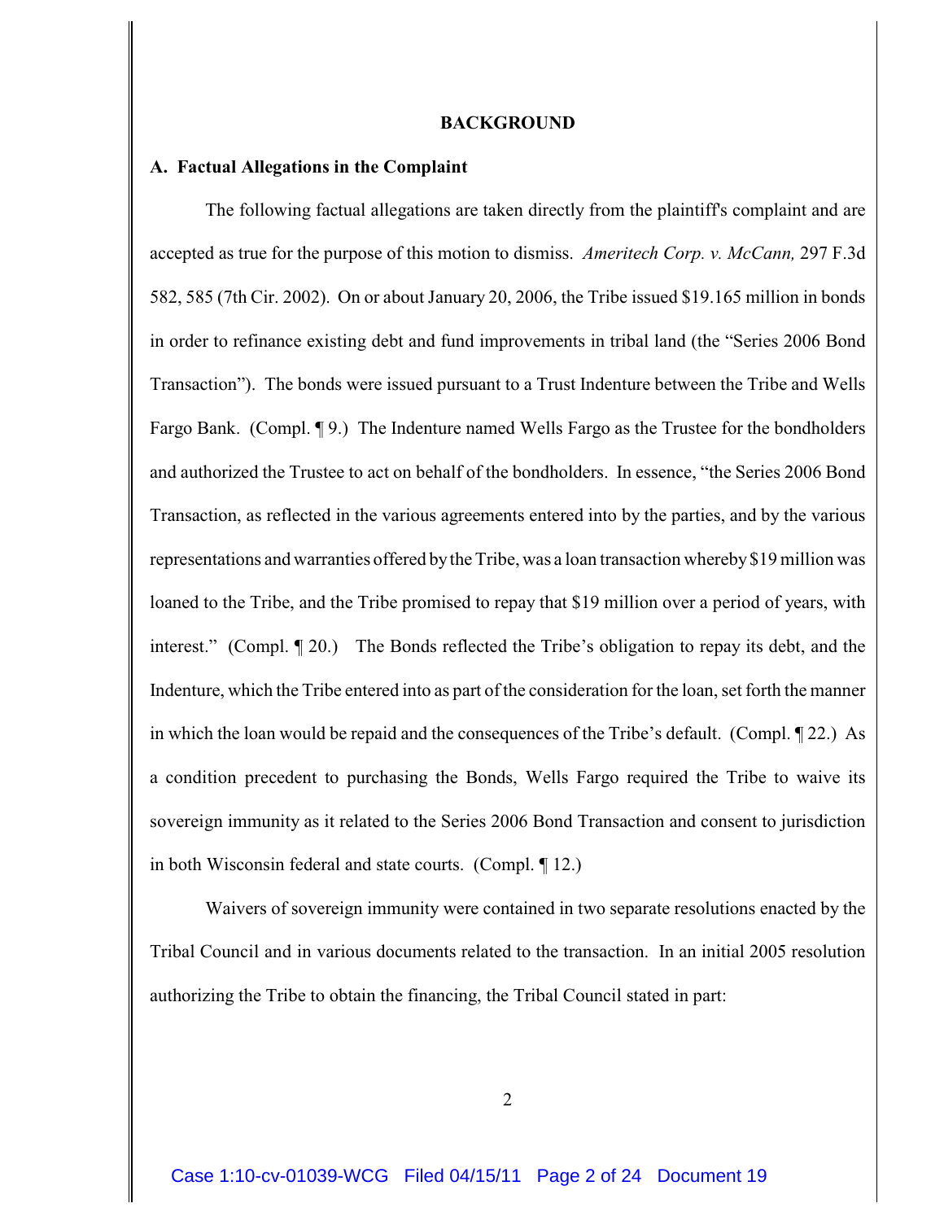**BACKGROUND**

**A. Factual Allegations in the Complaint**

The following factual allegations are taken directly from the plaintiff's complaint and are accepted as true for the purpose of this motion to dismiss. *Ameritech Corp. v. McCann,* 297 F.3d 582, 585 (7th Cir. 2002). On or about January 20, 2006, the Tribe issued $19.165 million in bonds in order to refinance existing debt and fund improvements in tribal land (the "Series 2006 Bond Transaction"). The bonds were issued pursuant to a Trust Indenture between the Tribe and Wells Fargo Bank. (Compl. ¶ 9.) The Indenture named Wells Fargo as the Trustee for the bondholders and authorized the Trustee to act on behalf of the bondholders. In essence, "the Series 2006 Bond Transaction, as reflected in the various agreements entered into by the parties, and by the various representations and warranties offered by the Tribe, was a loan transaction whereby $19 million was loaned to the Tribe, and the Tribe promised to repay that $19 million over a period of years, with interest." (Compl. ¶ 20.) The Bonds reflected the Tribe's obligation to repay its debt, and the Indenture, which the Tribe entered into as part of the consideration for the loan, set forth the manner in which the loan would be repaid and the consequences of the Tribe's default. (Compl. ¶ 22.) As a condition precedent to purchasing the Bonds, Wells Fargo required the Tribe to waive its sovereign immunity as it related to the Series 2006 Bond Transaction and consent to jurisdiction in both Wisconsin federal and state courts. (Compl. ¶ 12.)

Waivers of sovereign immunity were contained in two separate resolutions enacted by the Tribal Council and in various documents related to the transaction. In an initial 2005 resolution authorizing the Tribe to obtain the financing, the Tribal Council stated in part: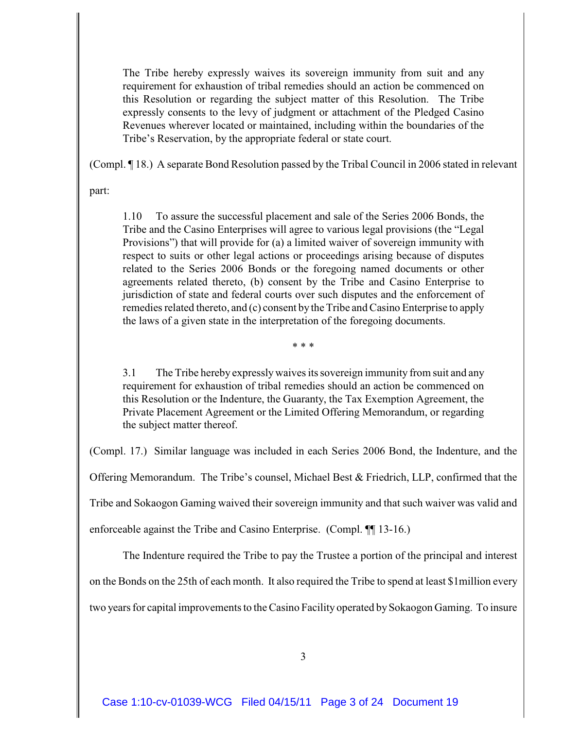> The Tribe hereby expressly waives its sovereign immunity from suit and any requirement for exhaustion of tribal remedies should an action be commenced on this Resolution or regarding the subject matter of this Resolution. The Tribe expressly consents to the levy of judgment or attachment of the Pledged Casino Revenues wherever located or maintained, including within the boundaries of the Tribe's Reservation, by the appropriate federal or state court.

(Compl. ¶ 18.) A separate Bond Resolution passed by the Tribal Council in 2006 stated in relevant part:

> 1.10 To assure the successful placement and sale of the Series 2006 Bonds, the Tribe and the Casino Enterprises will agree to various legal provisions (the "Legal Provisions") that will provide for (a) a limited waiver of sovereign immunity with respect to suits or other legal actions or proceedings arising because of disputes related to the Series 2006 Bonds or the foregoing named documents or other agreements related thereto, (b) consent by the Tribe and Casino Enterprise to jurisdiction of state and federal courts over such disputes and the enforcement of remedies related thereto, and (c) consent by the Tribe and Casino Enterprise to apply the laws of a given state in the interpretation of the foregoing documents.
>
> \* \* \*
>
> 3.1 The Tribe hereby expressly waives its sovereign immunity from suit and any requirement for exhaustion of tribal remedies should an action be commenced on this Resolution or the Indenture, the Guaranty, the Tax Exemption Agreement, the Private Placement Agreement or the Limited Offering Memorandum, or regarding the subject matter thereof.

(Compl. 17.) Similar language was included in each Series 2006 Bond, the Indenture, and the Offering Memorandum. The Tribe's counsel, Michael Best & Friedrich, LLP, confirmed that the Tribe and Sokaogon Gaming waived their sovereign immunity and that such waiver was valid and enforceable against the Tribe and Casino Enterprise. (Compl. ¶¶ 13-16.)

The Indenture required the Tribe to pay the Trustee a portion of the principal and interest on the Bonds on the 25th of each month. It also required the Tribe to spend at least $1million every two years for capital improvements to the Casino Facility operated by Sokaogon Gaming. To insure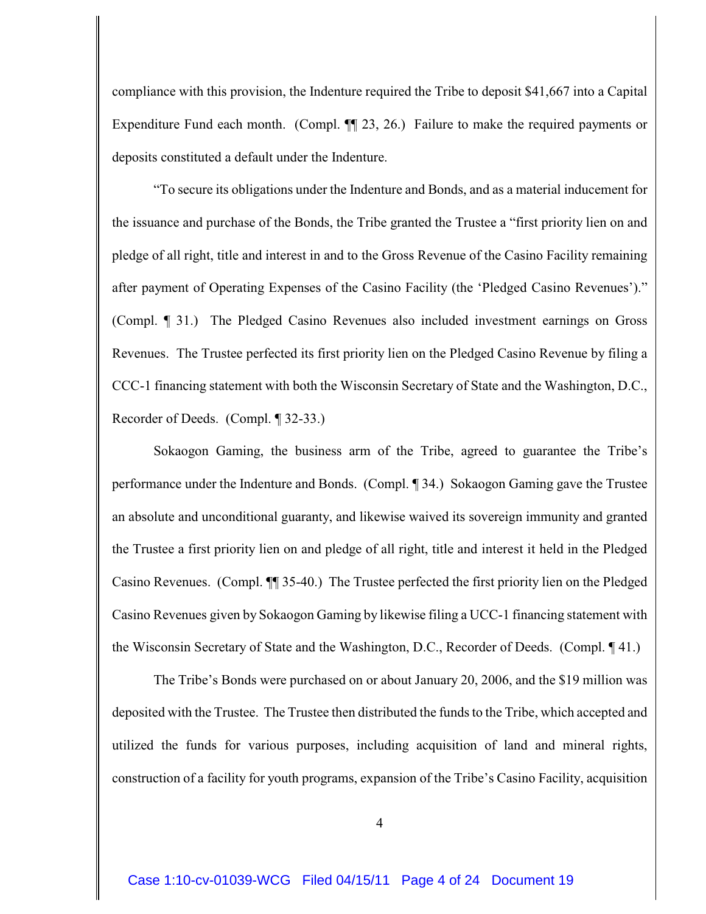compliance with this provision, the Indenture required the Tribe to deposit $41,667 into a Capital Expenditure Fund each month. (Compl. ¶¶ 23, 26.) Failure to make the required payments or deposits constituted a default under the Indenture.

"To secure its obligations under the Indenture and Bonds, and as a material inducement for the issuance and purchase of the Bonds, the Tribe granted the Trustee a "first priority lien on and pledge of all right, title and interest in and to the Gross Revenue of the Casino Facility remaining after payment of Operating Expenses of the Casino Facility (the 'Pledged Casino Revenues')." (Compl. ¶ 31.) The Pledged Casino Revenues also included investment earnings on Gross Revenues. The Trustee perfected its first priority lien on the Pledged Casino Revenue by filing a CCC-1 financing statement with both the Wisconsin Secretary of State and the Washington, D.C., Recorder of Deeds. (Compl. ¶ 32-33.)

Sokaogon Gaming, the business arm of the Tribe, agreed to guarantee the Tribe's performance under the Indenture and Bonds. (Compl. ¶ 34.) Sokaogon Gaming gave the Trustee an absolute and unconditional guaranty, and likewise waived its sovereign immunity and granted the Trustee a first priority lien on and pledge of all right, title and interest it held in the Pledged Casino Revenues. (Compl. ¶¶ 35-40.) The Trustee perfected the first priority lien on the Pledged Casino Revenues given by Sokaogon Gaming by likewise filing a UCC-1 financing statement with the Wisconsin Secretary of State and the Washington, D.C., Recorder of Deeds. (Compl. ¶ 41.)

The Tribe's Bonds were purchased on or about January 20, 2006, and the $19 million was deposited with the Trustee. The Trustee then distributed the funds to the Tribe, which accepted and utilized the funds for various purposes, including acquisition of land and mineral rights, construction of a facility for youth programs, expansion of the Tribe's Casino Facility, acquisition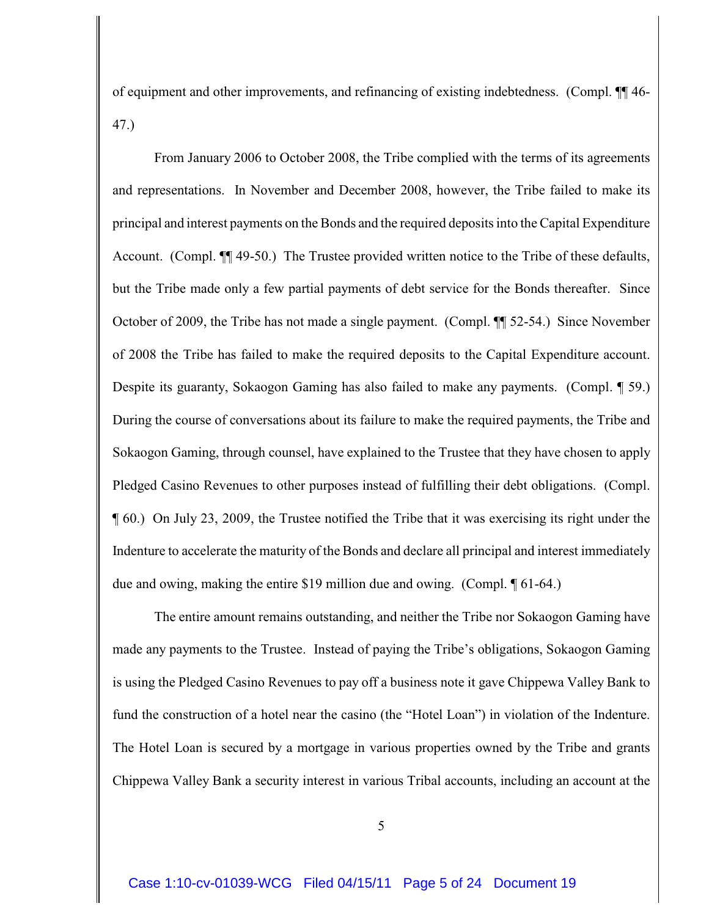of equipment and other improvements, and refinancing of existing indebtedness. (Compl. ¶¶ 46-47.)

From January 2006 to October 2008, the Tribe complied with the terms of its agreements and representations. In November and December 2008, however, the Tribe failed to make its principal and interest payments on the Bonds and the required deposits into the Capital Expenditure Account. (Compl. ¶¶ 49-50.) The Trustee provided written notice to the Tribe of these defaults, but the Tribe made only a few partial payments of debt service for the Bonds thereafter. Since October of 2009, the Tribe has not made a single payment. (Compl. ¶¶ 52-54.) Since November of 2008 the Tribe has failed to make the required deposits to the Capital Expenditure account. Despite its guaranty, Sokaogon Gaming has also failed to make any payments. (Compl. ¶ 59.) During the course of conversations about its failure to make the required payments, the Tribe and Sokaogon Gaming, through counsel, have explained to the Trustee that they have chosen to apply Pledged Casino Revenues to other purposes instead of fulfilling their debt obligations. (Compl. ¶ 60.) On July 23, 2009, the Trustee notified the Tribe that it was exercising its right under the Indenture to accelerate the maturity of the Bonds and declare all principal and interest immediately due and owing, making the entire $19 million due and owing. (Compl. ¶ 61-64.)

The entire amount remains outstanding, and neither the Tribe nor Sokaogon Gaming have made any payments to the Trustee. Instead of paying the Tribe's obligations, Sokaogon Gaming is using the Pledged Casino Revenues to pay off a business note it gave Chippewa Valley Bank to fund the construction of a hotel near the casino (the "Hotel Loan") in violation of the Indenture. The Hotel Loan is secured by a mortgage in various properties owned by the Tribe and grants Chippewa Valley Bank a security interest in various Tribal accounts, including an account at the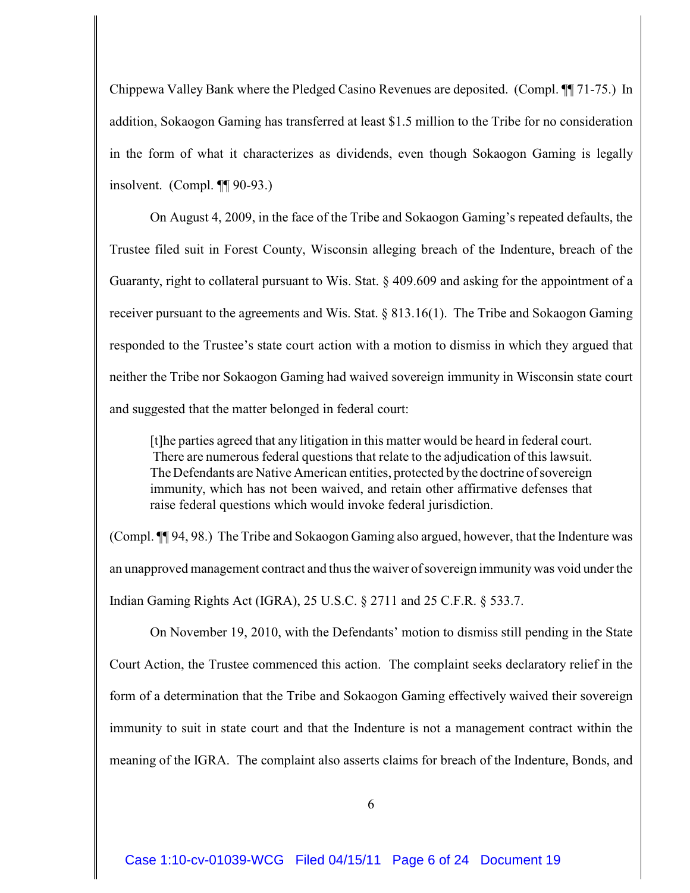Chippewa Valley Bank where the Pledged Casino Revenues are deposited. (Compl. ¶¶ 71-75.) In addition, Sokaogon Gaming has transferred at least $1.5 million to the Tribe for no consideration in the form of what it characterizes as dividends, even though Sokaogon Gaming is legally insolvent. (Compl. ¶¶ 90-93.)

On August 4, 2009, in the face of the Tribe and Sokaogon Gaming's repeated defaults, the Trustee filed suit in Forest County, Wisconsin alleging breach of the Indenture, breach of the Guaranty, right to collateral pursuant to Wis. Stat. § 409.609 and asking for the appointment of a receiver pursuant to the agreements and Wis. Stat. § 813.16(1). The Tribe and Sokaogon Gaming responded to the Trustee's state court action with a motion to dismiss in which they argued that neither the Tribe nor Sokaogon Gaming had waived sovereign immunity in Wisconsin state court and suggested that the matter belonged in federal court:

> [t]he parties agreed that any litigation in this matter would be heard in federal court. There are numerous federal questions that relate to the adjudication of this lawsuit. The Defendants are Native American entities, protected by the doctrine of sovereign immunity, which has not been waived, and retain other affirmative defenses that raise federal questions which would invoke federal jurisdiction.

(Compl. ¶¶ 94, 98.) The Tribe and Sokaogon Gaming also argued, however, that the Indenture was an unapproved management contract and thus the waiver of sovereign immunity was void under the Indian Gaming Rights Act (IGRA), 25 U.S.C. § 2711 and 25 C.F.R. § 533.7.

On November 19, 2010, with the Defendants' motion to dismiss still pending in the State Court Action, the Trustee commenced this action. The complaint seeks declaratory relief in the form of a determination that the Tribe and Sokaogon Gaming effectively waived their sovereign immunity to suit in state court and that the Indenture is not a management contract within the meaning of the IGRA. The complaint also asserts claims for breach of the Indenture, Bonds, and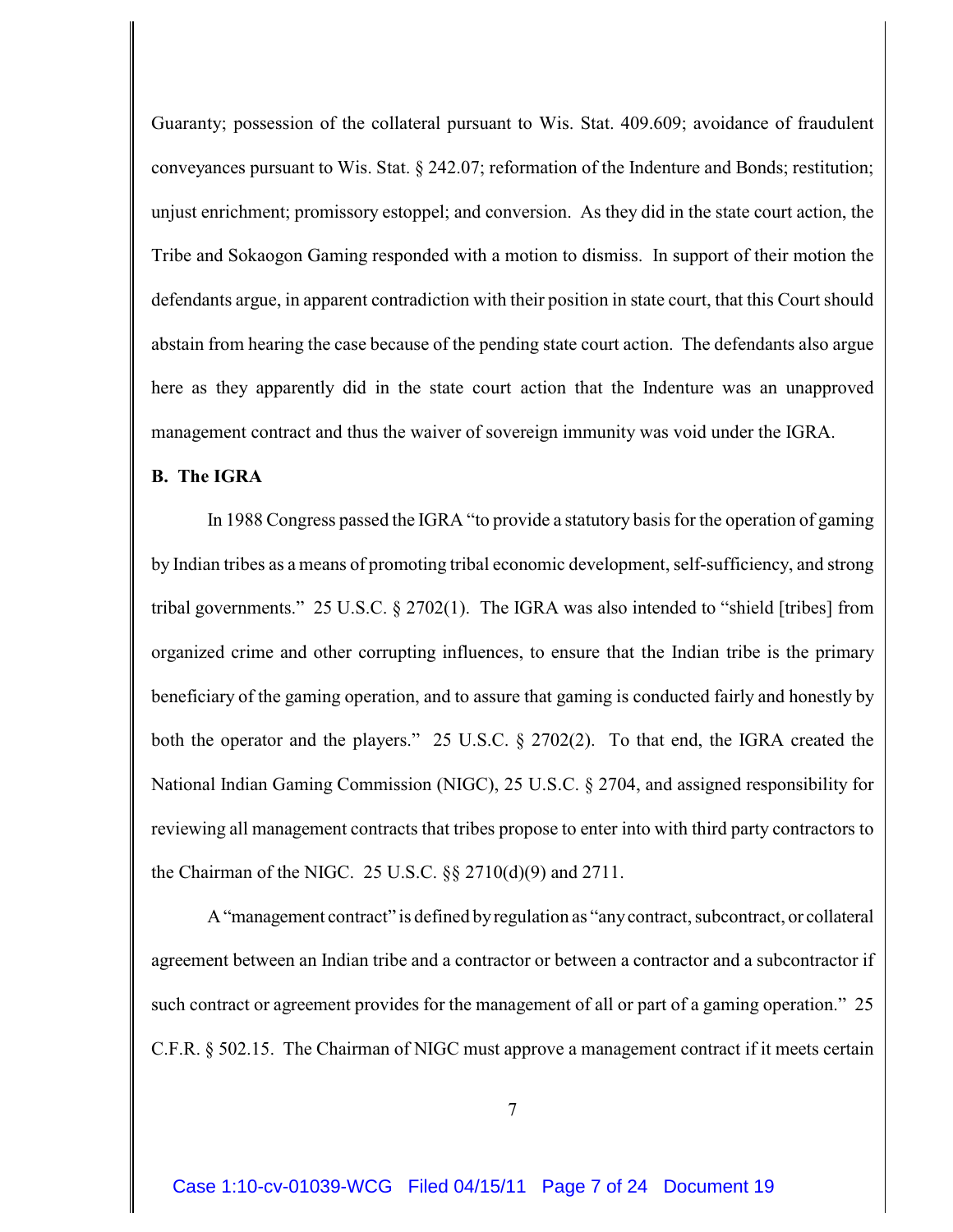Guaranty; possession of the collateral pursuant to Wis. Stat. 409.609; avoidance of fraudulent conveyances pursuant to Wis. Stat. § 242.07; reformation of the Indenture and Bonds; restitution; unjust enrichment; promissory estoppel; and conversion. As they did in the state court action, the Tribe and Sokaogon Gaming responded with a motion to dismiss. In support of their motion the defendants argue, in apparent contradiction with their position in state court, that this Court should abstain from hearing the case because of the pending state court action. The defendants also argue here as they apparently did in the state court action that the Indenture was an unapproved management contract and thus the waiver of sovereign immunity was void under the IGRA.

**B. The IGRA**

In 1988 Congress passed the IGRA "to provide a statutory basis for the operation of gaming by Indian tribes as a means of promoting tribal economic development, self-sufficiency, and strong tribal governments." 25 U.S.C. § 2702(1). The IGRA was also intended to "shield [tribes] from organized crime and other corrupting influences, to ensure that the Indian tribe is the primary beneficiary of the gaming operation, and to assure that gaming is conducted fairly and honestly by both the operator and the players." 25 U.S.C. § 2702(2). To that end, the IGRA created the National Indian Gaming Commission (NIGC), 25 U.S.C. § 2704, and assigned responsibility for reviewing all management contracts that tribes propose to enter into with third party contractors to the Chairman of the NIGC. 25 U.S.C. §§ 2710(d)(9) and 2711.

A "management contract" is defined by regulation as "any contract, subcontract, or collateral agreement between an Indian tribe and a contractor or between a contractor and a subcontractor if such contract or agreement provides for the management of all or part of a gaming operation." 25 C.F.R. § 502.15. The Chairman of NIGC must approve a management contract if it meets certain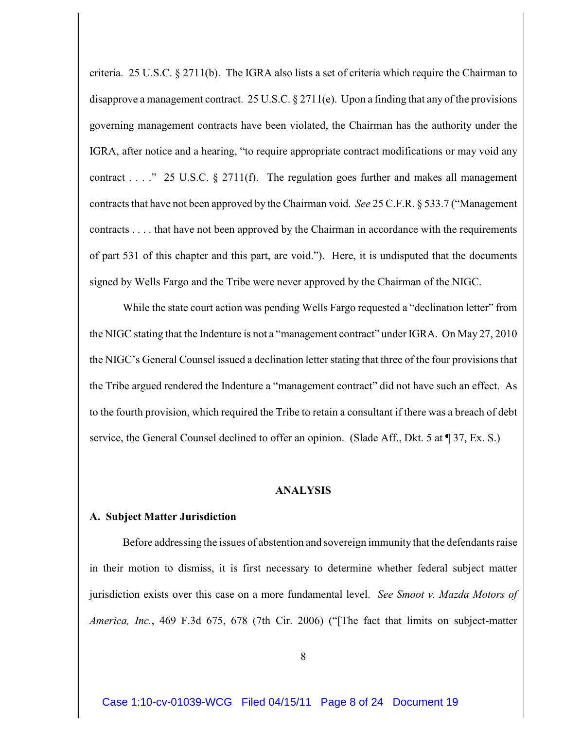criteria. 25 U.S.C. § 2711(b). The IGRA also lists a set of criteria which require the Chairman to disapprove a management contract. 25 U.S.C. § 2711(e). Upon a finding that any of the provisions governing management contracts have been violated, the Chairman has the authority under the IGRA, after notice and a hearing, "to require appropriate contract modifications or may void any contract . . . ." 25 U.S.C. § 2711(f). The regulation goes further and makes all management contracts that have not been approved by the Chairman void. *See* 25 C.F.R. § 533.7 ("Management contracts . . . . that have not been approved by the Chairman in accordance with the requirements of part 531 of this chapter and this part, are void."). Here, it is undisputed that the documents signed by Wells Fargo and the Tribe were never approved by the Chairman of the NIGC.

While the state court action was pending Wells Fargo requested a "declination letter" from the NIGC stating that the Indenture is not a "management contract" under IGRA. On May 27, 2010 the NIGC's General Counsel issued a declination letter stating that three of the four provisions that the Tribe argued rendered the Indenture a "management contract" did not have such an effect. As to the fourth provision, which required the Tribe to retain a consultant if there was a breach of debt service, the General Counsel declined to offer an opinion. (Slade Aff., Dkt. 5 at ¶ 37, Ex. S.)

## ANALYSIS

### A. Subject Matter Jurisdiction

Before addressing the issues of abstention and sovereign immunity that the defendants raise in their motion to dismiss, it is first necessary to determine whether federal subject matter jurisdiction exists over this case on a more fundamental level. *See Smoot v. Mazda Motors of America, Inc.*, 469 F.3d 675, 678 (7th Cir. 2006) ("[The fact that limits on subject-matter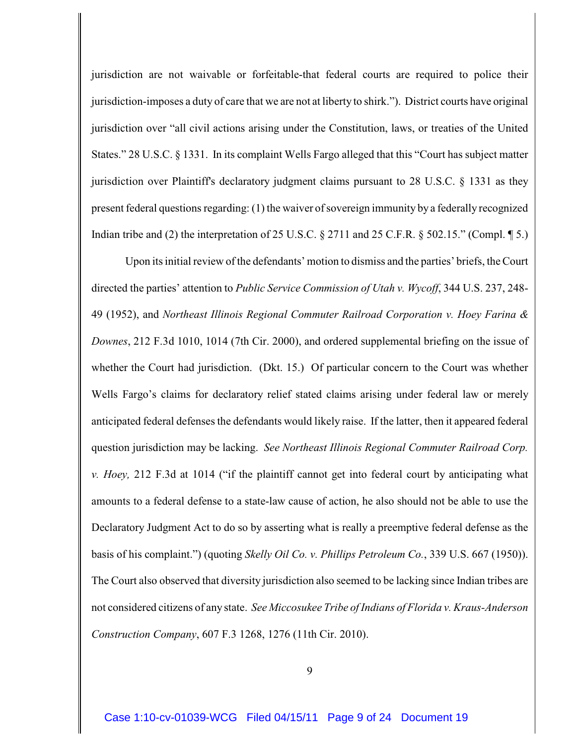jurisdiction are not waivable or forfeitable-that federal courts are required to police their jurisdiction-imposes a duty of care that we are not at liberty to shirk."). District courts have original jurisdiction over "all civil actions arising under the Constitution, laws, or treaties of the United States." 28 U.S.C. § 1331. In its complaint Wells Fargo alleged that this "Court has subject matter jurisdiction over Plaintiff's declaratory judgment claims pursuant to 28 U.S.C. § 1331 as they present federal questions regarding: (1) the waiver of sovereign immunity by a federally recognized Indian tribe and (2) the interpretation of 25 U.S.C. § 2711 and 25 C.F.R. § 502.15." (Compl. ¶ 5.)

Upon its initial review of the defendants' motion to dismiss and the parties' briefs, the Court directed the parties' attention to *Public Service Commission of Utah v. Wycoff*, 344 U.S. 237, 248-49 (1952), and *Northeast Illinois Regional Commuter Railroad Corporation v. Hoey Farina & Downes*, 212 F.3d 1010, 1014 (7th Cir. 2000), and ordered supplemental briefing on the issue of whether the Court had jurisdiction. (Dkt. 15.) Of particular concern to the Court was whether Wells Fargo's claims for declaratory relief stated claims arising under federal law or merely anticipated federal defenses the defendants would likely raise. If the latter, then it appeared federal question jurisdiction may be lacking. *See Northeast Illinois Regional Commuter Railroad Corp. v. Hoey,* 212 F.3d at 1014 ("if the plaintiff cannot get into federal court by anticipating what amounts to a federal defense to a state-law cause of action, he also should not be able to use the Declaratory Judgment Act to do so by asserting what is really a preemptive federal defense as the basis of his complaint.") (quoting *Skelly Oil Co. v. Phillips Petroleum Co.*, 339 U.S. 667 (1950)). The Court also observed that diversity jurisdiction also seemed to be lacking since Indian tribes are not considered citizens of any state. *See Miccosukee Tribe of Indians of Florida v. Kraus-Anderson Construction Company*, 607 F.3 1268, 1276 (11th Cir. 2010).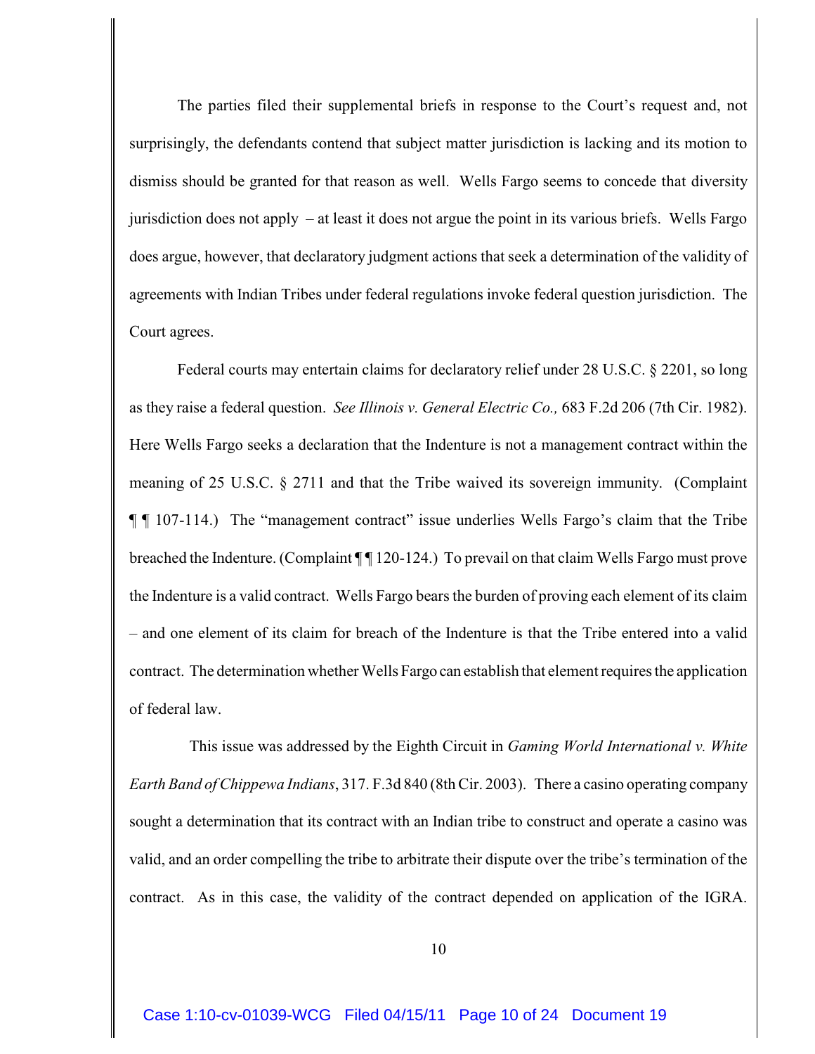The parties filed their supplemental briefs in response to the Court's request and, not surprisingly, the defendants contend that subject matter jurisdiction is lacking and its motion to dismiss should be granted for that reason as well. Wells Fargo seems to concede that diversity jurisdiction does not apply – at least it does not argue the point in its various briefs. Wells Fargo does argue, however, that declaratory judgment actions that seek a determination of the validity of agreements with Indian Tribes under federal regulations invoke federal question jurisdiction. The Court agrees.

Federal courts may entertain claims for declaratory relief under 28 U.S.C. § 2201, so long as they raise a federal question. *See Illinois v. General Electric Co.,* 683 F.2d 206 (7th Cir. 1982). Here Wells Fargo seeks a declaration that the Indenture is not a management contract within the meaning of 25 U.S.C. § 2711 and that the Tribe waived its sovereign immunity. (Complaint ¶ ¶ 107-114.) The "management contract" issue underlies Wells Fargo's claim that the Tribe breached the Indenture. (Complaint ¶ ¶ 120-124.) To prevail on that claim Wells Fargo must prove the Indenture is a valid contract. Wells Fargo bears the burden of proving each element of its claim – and one element of its claim for breach of the Indenture is that the Tribe entered into a valid contract. The determination whether Wells Fargo can establish that element requires the application of federal law.

This issue was addressed by the Eighth Circuit in *Gaming World International v. White Earth Band of Chippewa Indians*, 317. F.3d 840 (8th Cir. 2003). There a casino operating company sought a determination that its contract with an Indian tribe to construct and operate a casino was valid, and an order compelling the tribe to arbitrate their dispute over the tribe's termination of the contract. As in this case, the validity of the contract depended on application of the IGRA.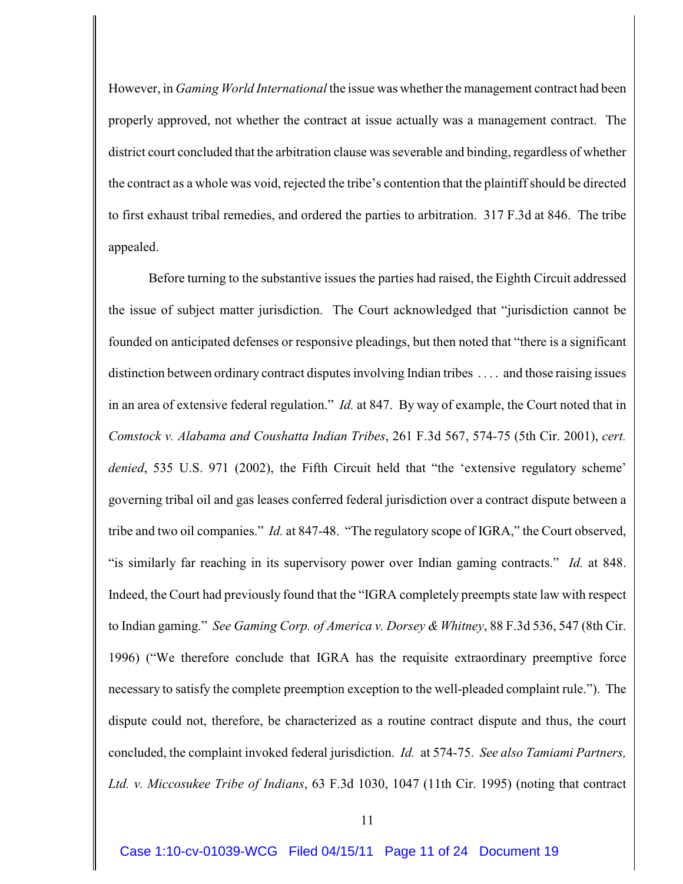However, in *Gaming World International* the issue was whether the management contract had been properly approved, not whether the contract at issue actually was a management contract. The district court concluded that the arbitration clause was severable and binding, regardless of whether the contract as a whole was void, rejected the tribe's contention that the plaintiff should be directed to first exhaust tribal remedies, and ordered the parties to arbitration. 317 F.3d at 846. The tribe appealed.

Before turning to the substantive issues the parties had raised, the Eighth Circuit addressed the issue of subject matter jurisdiction. The Court acknowledged that "jurisdiction cannot be founded on anticipated defenses or responsive pleadings, but then noted that "there is a significant distinction between ordinary contract disputes involving Indian tribes . . . . and those raising issues in an area of extensive federal regulation." *Id.* at 847. By way of example, the Court noted that in *Comstock v. Alabama and Coushatta Indian Tribes*, 261 F.3d 567, 574-75 (5th Cir. 2001), *cert. denied*, 535 U.S. 971 (2002), the Fifth Circuit held that "the 'extensive regulatory scheme' governing tribal oil and gas leases conferred federal jurisdiction over a contract dispute between a tribe and two oil companies." *Id.* at 847-48. "The regulatory scope of IGRA," the Court observed, "is similarly far reaching in its supervisory power over Indian gaming contracts." *Id.* at 848. Indeed, the Court had previously found that the "IGRA completely preempts state law with respect to Indian gaming." *See Gaming Corp. of America v. Dorsey & Whitney*, 88 F.3d 536, 547 (8th Cir. 1996) ("We therefore conclude that IGRA has the requisite extraordinary preemptive force necessary to satisfy the complete preemption exception to the well-pleaded complaint rule."). The dispute could not, therefore, be characterized as a routine contract dispute and thus, the court concluded, the complaint invoked federal jurisdiction. *Id.* at 574-75. *See also Tamiami Partners, Ltd. v. Miccosukee Tribe of Indians*, 63 F.3d 1030, 1047 (11th Cir. 1995) (noting that contract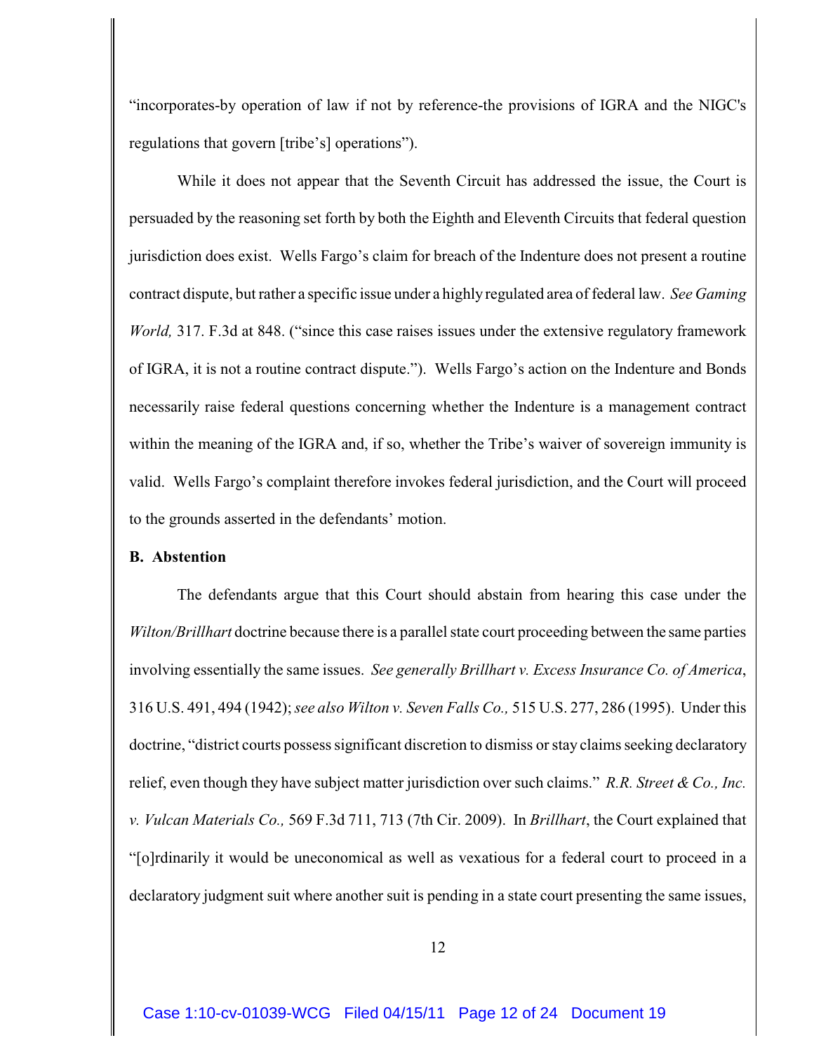"incorporates-by operation of law if not by reference-the provisions of IGRA and the NIGC's regulations that govern [tribe's] operations").

While it does not appear that the Seventh Circuit has addressed the issue, the Court is persuaded by the reasoning set forth by both the Eighth and Eleventh Circuits that federal question jurisdiction does exist. Wells Fargo's claim for breach of the Indenture does not present a routine contract dispute, but rather a specific issue under a highly regulated area of federal law. *See Gaming World,* 317. F.3d at 848. ("since this case raises issues under the extensive regulatory framework of IGRA, it is not a routine contract dispute."). Wells Fargo's action on the Indenture and Bonds necessarily raise federal questions concerning whether the Indenture is a management contract within the meaning of the IGRA and, if so, whether the Tribe's waiver of sovereign immunity is valid. Wells Fargo's complaint therefore invokes federal jurisdiction, and the Court will proceed to the grounds asserted in the defendants' motion.

**B. Abstention**

The defendants argue that this Court should abstain from hearing this case under the *Wilton/Brillhart* doctrine because there is a parallel state court proceeding between the same parties involving essentially the same issues. *See generally Brillhart v. Excess Insurance Co. of America*, 316 U.S. 491, 494 (1942); *see also Wilton v. Seven Falls Co.,* 515 U.S. 277, 286 (1995). Under this doctrine, "district courts possess significant discretion to dismiss or stay claims seeking declaratory relief, even though they have subject matter jurisdiction over such claims." *R.R. Street & Co., Inc. v. Vulcan Materials Co.,* 569 F.3d 711, 713 (7th Cir. 2009). In *Brillhart*, the Court explained that "[o]rdinarily it would be uneconomical as well as vexatious for a federal court to proceed in a declaratory judgment suit where another suit is pending in a state court presenting the same issues,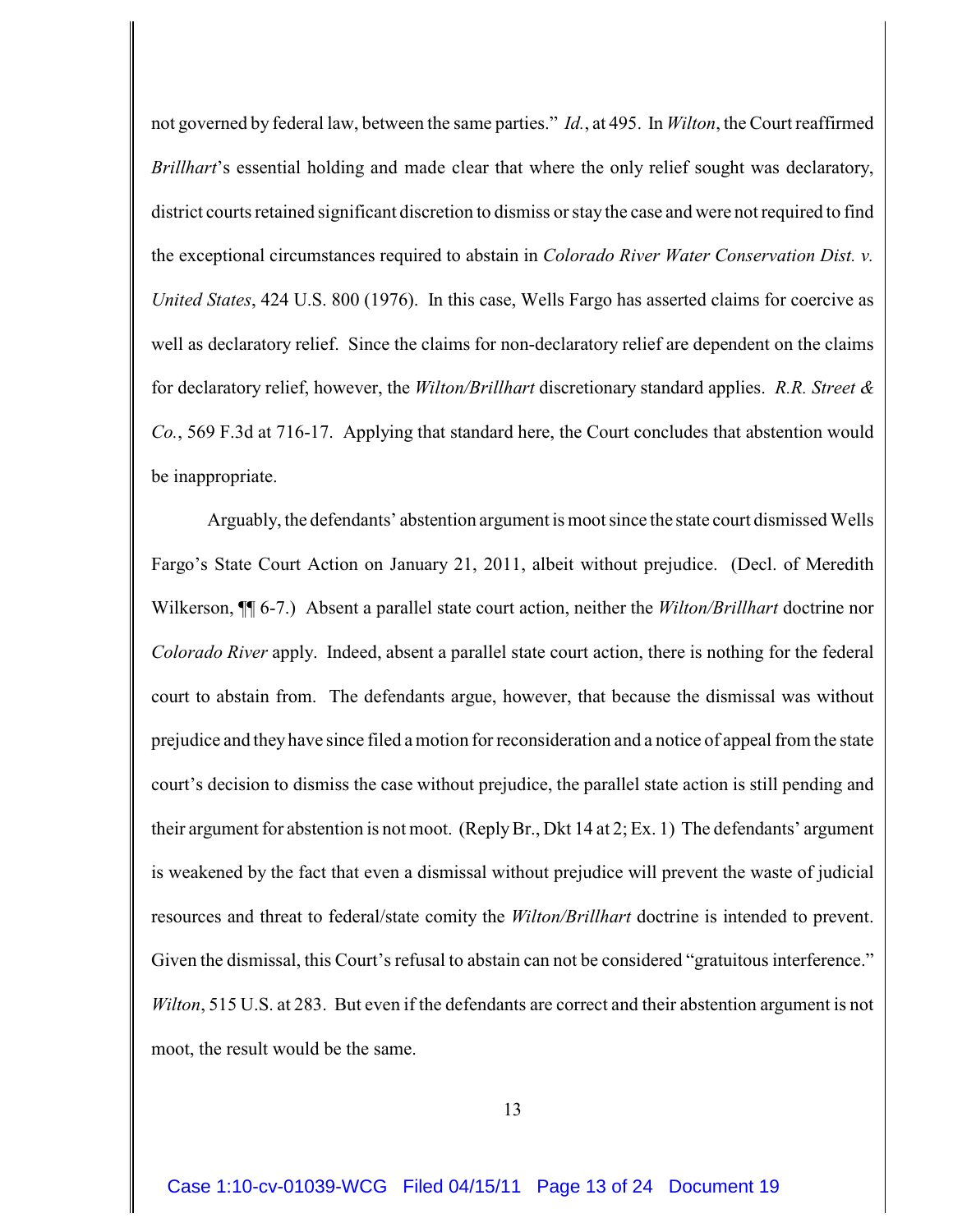not governed by federal law, between the same parties." *Id.*, at 495. In *Wilton*, the Court reaffirmed *Brillhart*'s essential holding and made clear that where the only relief sought was declaratory, district courts retained significant discretion to dismiss or stay the case and were not required to find the exceptional circumstances required to abstain in *Colorado River Water Conservation Dist. v. United States*, 424 U.S. 800 (1976). In this case, Wells Fargo has asserted claims for coercive as well as declaratory relief. Since the claims for non-declaratory relief are dependent on the claims for declaratory relief, however, the *Wilton/Brillhart* discretionary standard applies. *R.R. Street & Co.*, 569 F.3d at 716-17. Applying that standard here, the Court concludes that abstention would be inappropriate.

Arguably, the defendants' abstention argument is moot since the state court dismissed Wells Fargo's State Court Action on January 21, 2011, albeit without prejudice. (Decl. of Meredith Wilkerson, ¶¶ 6-7.) Absent a parallel state court action, neither the *Wilton/Brillhart* doctrine nor *Colorado River* apply. Indeed, absent a parallel state court action, there is nothing for the federal court to abstain from. The defendants argue, however, that because the dismissal was without prejudice and they have since filed a motion for reconsideration and a notice of appeal from the state court's decision to dismiss the case without prejudice, the parallel state action is still pending and their argument for abstention is not moot. (Reply Br., Dkt 14 at 2; Ex. 1) The defendants' argument is weakened by the fact that even a dismissal without prejudice will prevent the waste of judicial resources and threat to federal/state comity the *Wilton/Brillhart* doctrine is intended to prevent. Given the dismissal, this Court's refusal to abstain can not be considered "gratuitous interference." *Wilton*, 515 U.S. at 283. But even if the defendants are correct and their abstention argument is not moot, the result would be the same.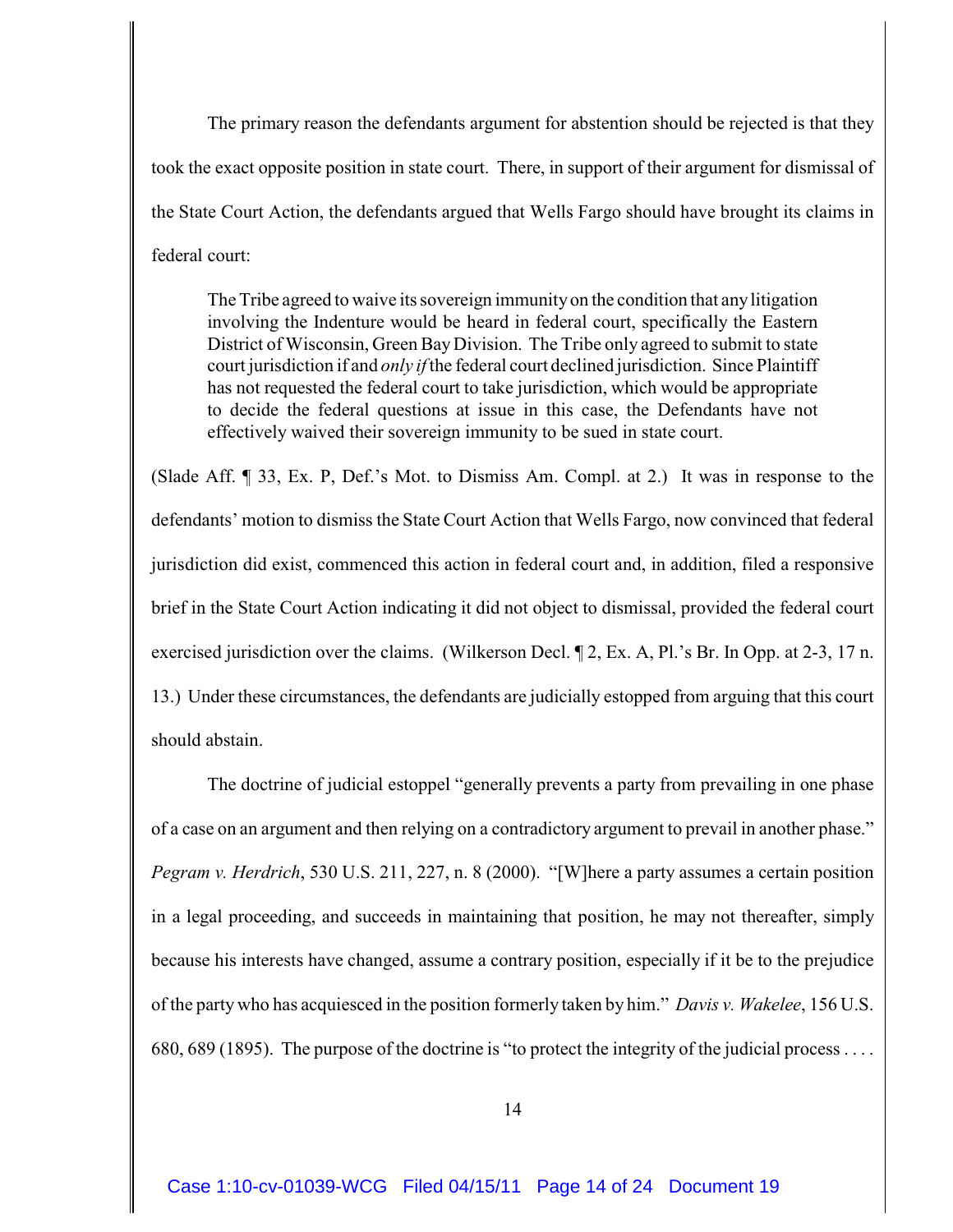The primary reason the defendants argument for abstention should be rejected is that they took the exact opposite position in state court. There, in support of their argument for dismissal of the State Court Action, the defendants argued that Wells Fargo should have brought its claims in federal court:

> The Tribe agreed to waive its sovereign immunity on the condition that any litigation involving the Indenture would be heard in federal court, specifically the Eastern District of Wisconsin, Green Bay Division. The Tribe only agreed to submit to state court jurisdiction if and *only if* the federal court declined jurisdiction. Since Plaintiff has not requested the federal court to take jurisdiction, which would be appropriate to decide the federal questions at issue in this case, the Defendants have not effectively waived their sovereign immunity to be sued in state court.

(Slade Aff. ¶ 33, Ex. P, Def.'s Mot. to Dismiss Am. Compl. at 2.) It was in response to the defendants' motion to dismiss the State Court Action that Wells Fargo, now convinced that federal jurisdiction did exist, commenced this action in federal court and, in addition, filed a responsive brief in the State Court Action indicating it did not object to dismissal, provided the federal court exercised jurisdiction over the claims. (Wilkerson Decl. ¶ 2, Ex. A, Pl.'s Br. In Opp. at 2-3, 17 n. 13.) Under these circumstances, the defendants are judicially estopped from arguing that this court should abstain.

The doctrine of judicial estoppel "generally prevents a party from prevailing in one phase of a case on an argument and then relying on a contradictory argument to prevail in another phase." *Pegram v. Herdrich*, 530 U.S. 211, 227, n. 8 (2000). "[W]here a party assumes a certain position in a legal proceeding, and succeeds in maintaining that position, he may not thereafter, simply because his interests have changed, assume a contrary position, especially if it be to the prejudice of the party who has acquiesced in the position formerly taken by him." *Davis v. Wakelee*, 156 U.S. 680, 689 (1895). The purpose of the doctrine is "to protect the integrity of the judicial process . . . .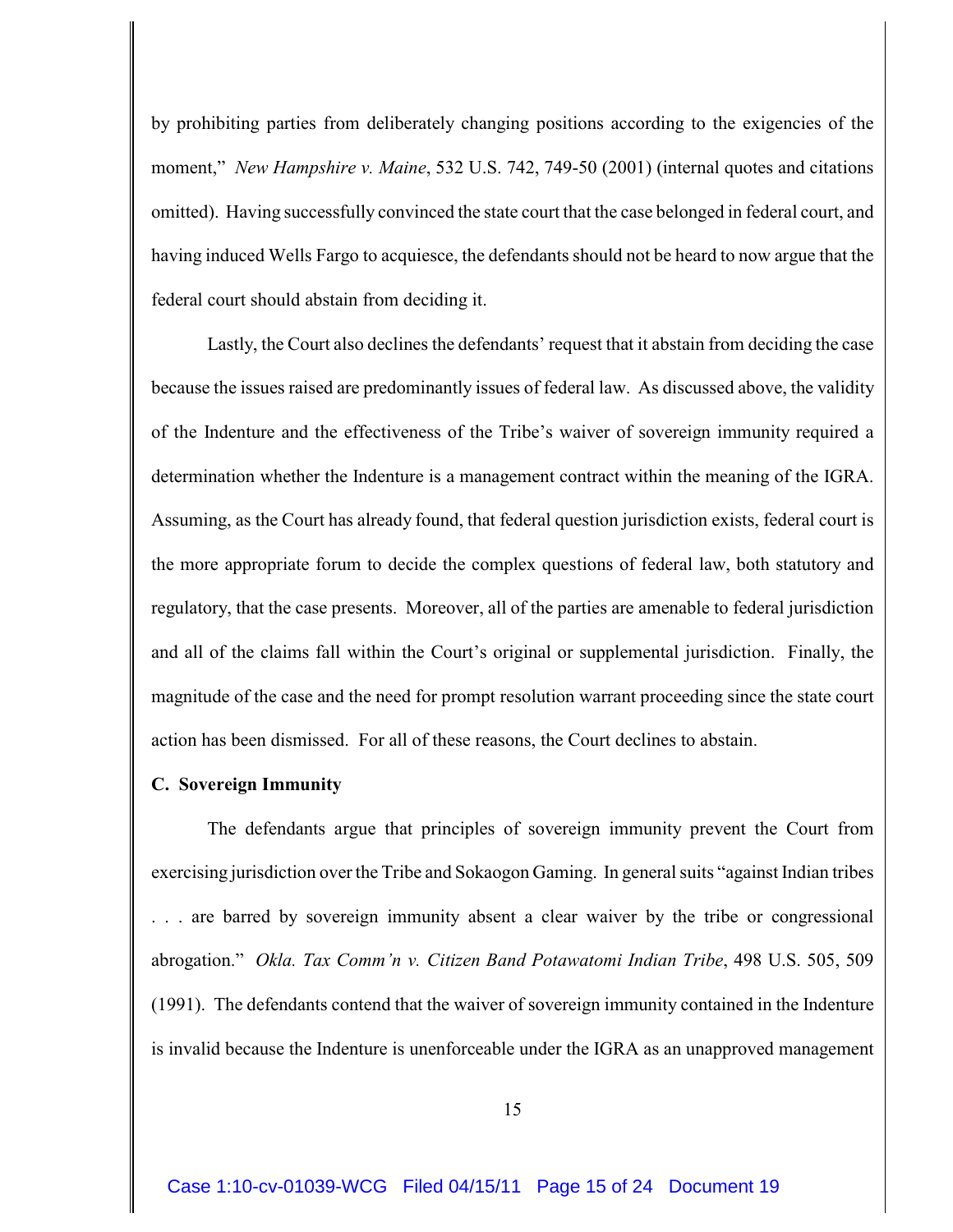by prohibiting parties from deliberately changing positions according to the exigencies of the moment," *New Hampshire v. Maine*, 532 U.S. 742, 749-50 (2001) (internal quotes and citations omitted). Having successfully convinced the state court that the case belonged in federal court, and having induced Wells Fargo to acquiesce, the defendants should not be heard to now argue that the federal court should abstain from deciding it.

Lastly, the Court also declines the defendants' request that it abstain from deciding the case because the issues raised are predominantly issues of federal law. As discussed above, the validity of the Indenture and the effectiveness of the Tribe's waiver of sovereign immunity required a determination whether the Indenture is a management contract within the meaning of the IGRA. Assuming, as the Court has already found, that federal question jurisdiction exists, federal court is the more appropriate forum to decide the complex questions of federal law, both statutory and regulatory, that the case presents. Moreover, all of the parties are amenable to federal jurisdiction and all of the claims fall within the Court's original or supplemental jurisdiction. Finally, the magnitude of the case and the need for prompt resolution warrant proceeding since the state court action has been dismissed. For all of these reasons, the Court declines to abstain.

**C. Sovereign Immunity**

The defendants argue that principles of sovereign immunity prevent the Court from exercising jurisdiction over the Tribe and Sokaogon Gaming. In general suits "against Indian tribes . . . are barred by sovereign immunity absent a clear waiver by the tribe or congressional abrogation." *Okla. Tax Comm'n v. Citizen Band Potawatomi Indian Tribe*, 498 U.S. 505, 509 (1991). The defendants contend that the waiver of sovereign immunity contained in the Indenture is invalid because the Indenture is unenforceable under the IGRA as an unapproved management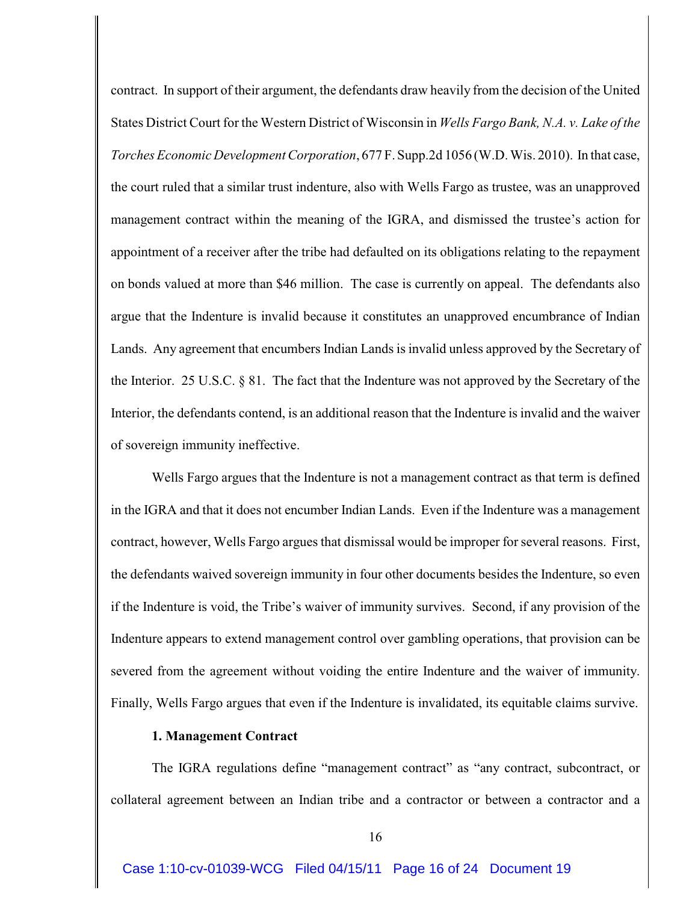contract. In support of their argument, the defendants draw heavily from the decision of the United States District Court for the Western District of Wisconsin in *Wells Fargo Bank, N.A. v. Lake of the Torches Economic Development Corporation*, 677 F. Supp.2d 1056 (W.D. Wis. 2010). In that case, the court ruled that a similar trust indenture, also with Wells Fargo as trustee, was an unapproved management contract within the meaning of the IGRA, and dismissed the trustee's action for appointment of a receiver after the tribe had defaulted on its obligations relating to the repayment on bonds valued at more than $46 million. The case is currently on appeal. The defendants also argue that the Indenture is invalid because it constitutes an unapproved encumbrance of Indian Lands. Any agreement that encumbers Indian Lands is invalid unless approved by the Secretary of the Interior. 25 U.S.C. § 81. The fact that the Indenture was not approved by the Secretary of the Interior, the defendants contend, is an additional reason that the Indenture is invalid and the waiver of sovereign immunity ineffective.

Wells Fargo argues that the Indenture is not a management contract as that term is defined in the IGRA and that it does not encumber Indian Lands. Even if the Indenture was a management contract, however, Wells Fargo argues that dismissal would be improper for several reasons. First, the defendants waived sovereign immunity in four other documents besides the Indenture, so even if the Indenture is void, the Tribe's waiver of immunity survives. Second, if any provision of the Indenture appears to extend management control over gambling operations, that provision can be severed from the agreement without voiding the entire Indenture and the waiver of immunity. Finally, Wells Fargo argues that even if the Indenture is invalidated, its equitable claims survive.

**1. Management Contract**

The IGRA regulations define "management contract" as "any contract, subcontract, or collateral agreement between an Indian tribe and a contractor or between a contractor and a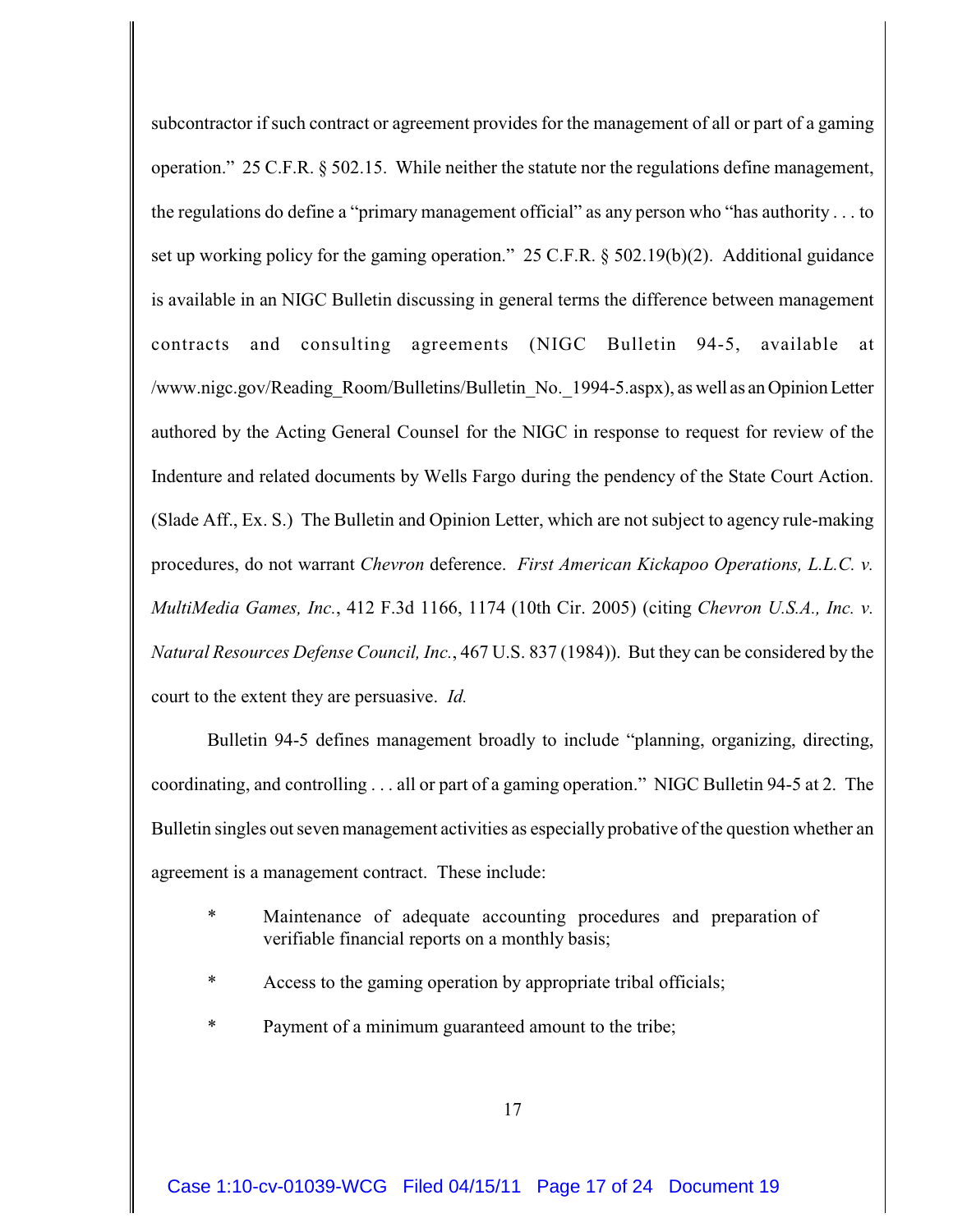subcontractor if such contract or agreement provides for the management of all or part of a gaming operation." 25 C.F.R. § 502.15. While neither the statute nor the regulations define management, the regulations do define a "primary management official" as any person who "has authority . . . to set up working policy for the gaming operation." 25 C.F.R. § 502.19(b)(2). Additional guidance is available in an NIGC Bulletin discussing in general terms the difference between management contracts and consulting agreements (NIGC Bulletin 94-5, available at /www.nigc.gov/Reading_Room/Bulletins/Bulletin_No._1994-5.aspx), as well as an Opinion Letter authored by the Acting General Counsel for the NIGC in response to request for review of the Indenture and related documents by Wells Fargo during the pendency of the State Court Action. (Slade Aff., Ex. S.) The Bulletin and Opinion Letter, which are not subject to agency rule-making procedures, do not warrant *Chevron* deference. *First American Kickapoo Operations, L.L.C. v. MultiMedia Games, Inc.*, 412 F.3d 1166, 1174 (10th Cir. 2005) (citing *Chevron U.S.A., Inc. v. Natural Resources Defense Council, Inc.*, 467 U.S. 837 (1984)). But they can be considered by the court to the extent they are persuasive. *Id.*

Bulletin 94-5 defines management broadly to include "planning, organizing, directing, coordinating, and controlling . . . all or part of a gaming operation." NIGC Bulletin 94-5 at 2. The Bulletin singles out seven management activities as especially probative of the question whether an agreement is a management contract. These include:

- Maintenance of adequate accounting procedures and preparation of verifiable financial reports on a monthly basis;
- Access to the gaming operation by appropriate tribal officials;
- Payment of a minimum guaranteed amount to the tribe;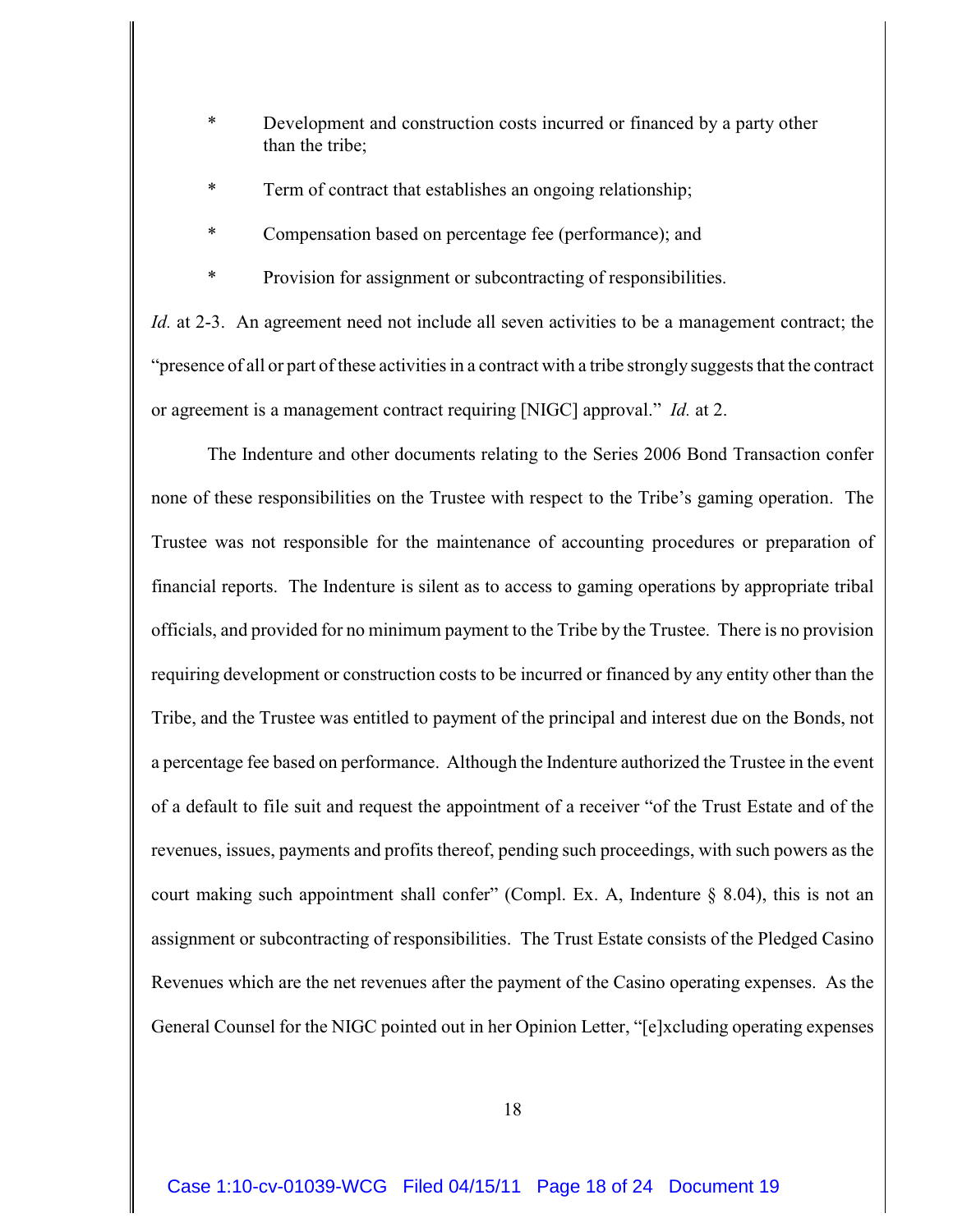* Development and construction costs incurred or financed by a party other than the tribe;

* Term of contract that establishes an ongoing relationship;

* Compensation based on percentage fee (performance); and

* Provision for assignment or subcontracting of responsibilities.

*Id.* at 2-3. An agreement need not include all seven activities to be a management contract; the "presence of all or part of these activities in a contract with a tribe strongly suggests that the contract or agreement is a management contract requiring [NIGC] approval." *Id.* at 2.

The Indenture and other documents relating to the Series 2006 Bond Transaction confer none of these responsibilities on the Trustee with respect to the Tribe's gaming operation. The Trustee was not responsible for the maintenance of accounting procedures or preparation of financial reports. The Indenture is silent as to access to gaming operations by appropriate tribal officials, and provided for no minimum payment to the Tribe by the Trustee. There is no provision requiring development or construction costs to be incurred or financed by any entity other than the Tribe, and the Trustee was entitled to payment of the principal and interest due on the Bonds, not a percentage fee based on performance. Although the Indenture authorized the Trustee in the event of a default to file suit and request the appointment of a receiver "of the Trust Estate and of the revenues, issues, payments and profits thereof, pending such proceedings, with such powers as the court making such appointment shall confer" (Compl. Ex. A, Indenture § 8.04), this is not an assignment or subcontracting of responsibilities. The Trust Estate consists of the Pledged Casino Revenues which are the net revenues after the payment of the Casino operating expenses. As the General Counsel for the NIGC pointed out in her Opinion Letter, "[e]xcluding operating expenses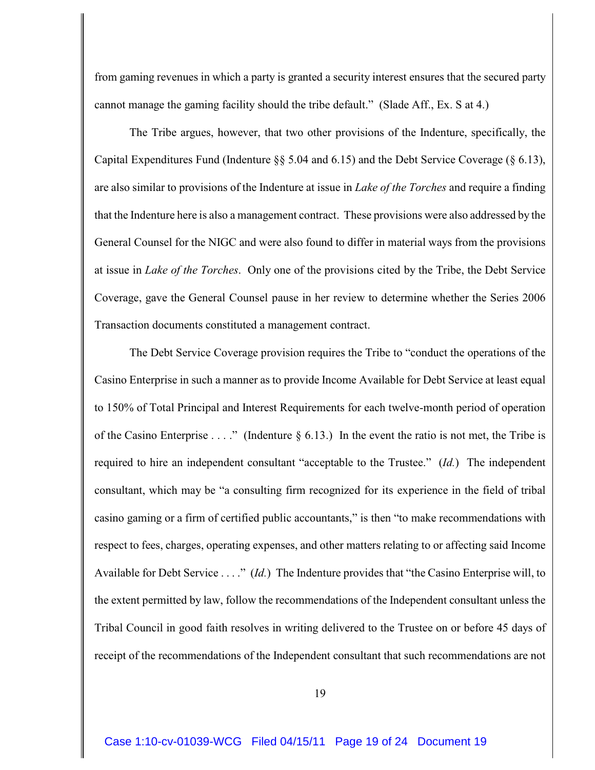from gaming revenues in which a party is granted a security interest ensures that the secured party cannot manage the gaming facility should the tribe default." (Slade Aff., Ex. S at 4.)

The Tribe argues, however, that two other provisions of the Indenture, specifically, the Capital Expenditures Fund (Indenture §§ 5.04 and 6.15) and the Debt Service Coverage (§ 6.13), are also similar to provisions of the Indenture at issue in *Lake of the Torches* and require a finding that the Indenture here is also a management contract. These provisions were also addressed by the General Counsel for the NIGC and were also found to differ in material ways from the provisions at issue in *Lake of the Torches*. Only one of the provisions cited by the Tribe, the Debt Service Coverage, gave the General Counsel pause in her review to determine whether the Series 2006 Transaction documents constituted a management contract.

The Debt Service Coverage provision requires the Tribe to "conduct the operations of the Casino Enterprise in such a manner as to provide Income Available for Debt Service at least equal to 150% of Total Principal and Interest Requirements for each twelve-month period of operation of the Casino Enterprise . . . ." (Indenture § 6.13.) In the event the ratio is not met, the Tribe is required to hire an independent consultant "acceptable to the Trustee." (*Id.*) The independent consultant, which may be "a consulting firm recognized for its experience in the field of tribal casino gaming or a firm of certified public accountants," is then "to make recommendations with respect to fees, charges, operating expenses, and other matters relating to or affecting said Income Available for Debt Service . . . ." (*Id.*) The Indenture provides that "the Casino Enterprise will, to the extent permitted by law, follow the recommendations of the Independent consultant unless the Tribal Council in good faith resolves in writing delivered to the Trustee on or before 45 days of receipt of the recommendations of the Independent consultant that such recommendations are not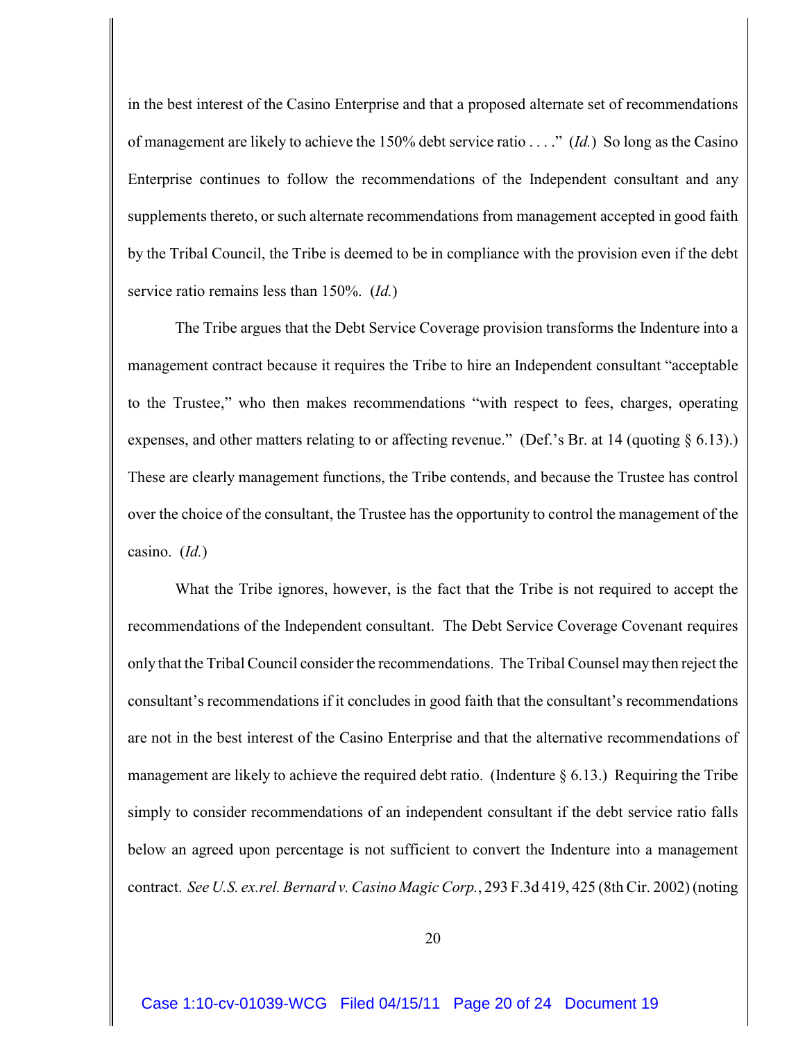in the best interest of the Casino Enterprise and that a proposed alternate set of recommendations of management are likely to achieve the 150% debt service ratio . . . ." (*Id.*) So long as the Casino Enterprise continues to follow the recommendations of the Independent consultant and any supplements thereto, or such alternate recommendations from management accepted in good faith by the Tribal Council, the Tribe is deemed to be in compliance with the provision even if the debt service ratio remains less than 150%. (*Id.*)

The Tribe argues that the Debt Service Coverage provision transforms the Indenture into a management contract because it requires the Tribe to hire an Independent consultant "acceptable to the Trustee," who then makes recommendations "with respect to fees, charges, operating expenses, and other matters relating to or affecting revenue." (Def.'s Br. at 14 (quoting § 6.13).) These are clearly management functions, the Tribe contends, and because the Trustee has control over the choice of the consultant, the Trustee has the opportunity to control the management of the casino. (*Id.*)

What the Tribe ignores, however, is the fact that the Tribe is not required to accept the recommendations of the Independent consultant. The Debt Service Coverage Covenant requires only that the Tribal Council consider the recommendations. The Tribal Counsel may then reject the consultant's recommendations if it concludes in good faith that the consultant's recommendations are not in the best interest of the Casino Enterprise and that the alternative recommendations of management are likely to achieve the required debt ratio. (Indenture § 6.13.) Requiring the Tribe simply to consider recommendations of an independent consultant if the debt service ratio falls below an agreed upon percentage is not sufficient to convert the Indenture into a management contract. *See U.S. ex.rel. Bernard v. Casino Magic Corp.*, 293 F.3d 419, 425 (8th Cir. 2002) (noting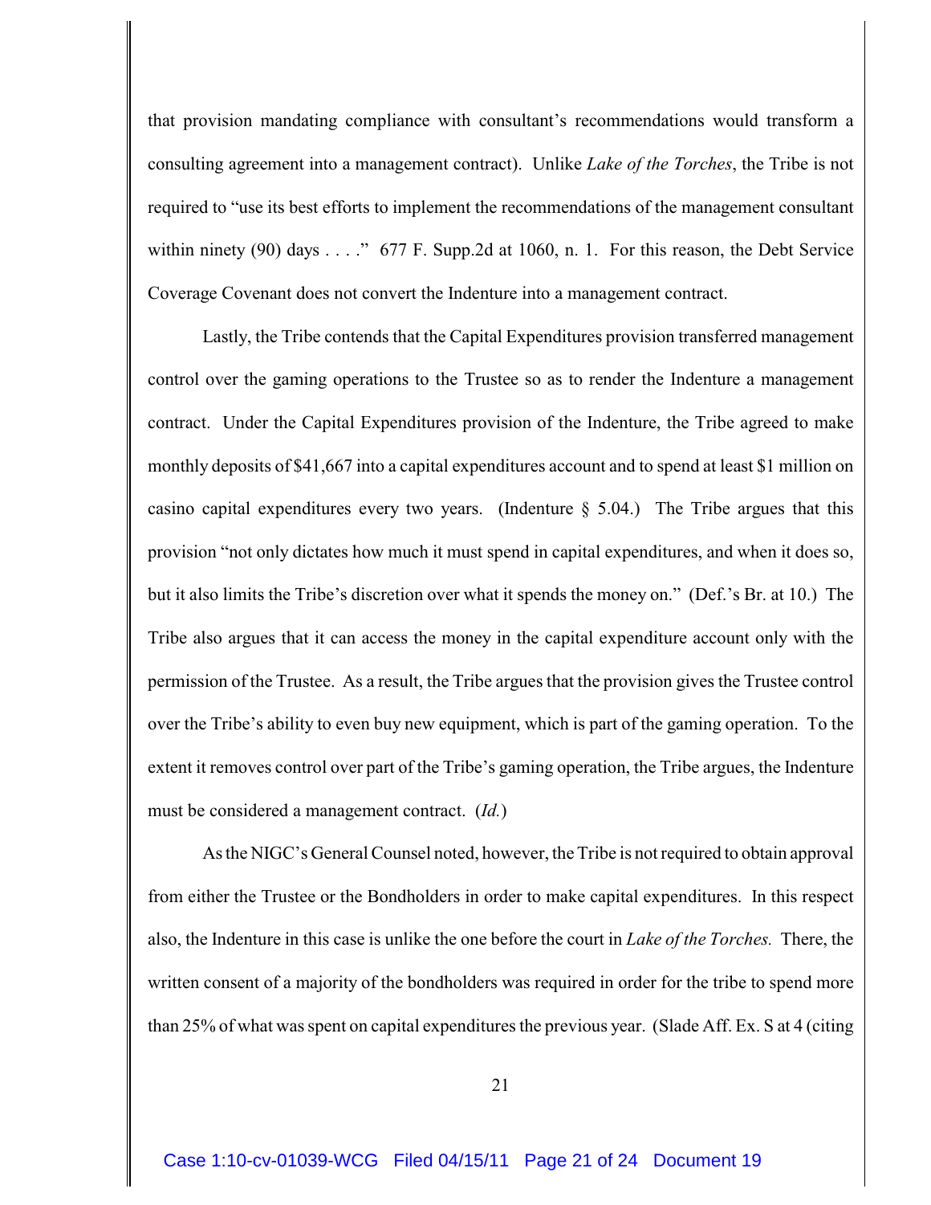that provision mandating compliance with consultant's recommendations would transform a consulting agreement into a management contract). Unlike *Lake of the Torches*, the Tribe is not required to "use its best efforts to implement the recommendations of the management consultant within ninety (90) days . . . ." 677 F. Supp.2d at 1060, n. 1. For this reason, the Debt Service Coverage Covenant does not convert the Indenture into a management contract.

Lastly, the Tribe contends that the Capital Expenditures provision transferred management control over the gaming operations to the Trustee so as to render the Indenture a management contract. Under the Capital Expenditures provision of the Indenture, the Tribe agreed to make monthly deposits of $41,667 into a capital expenditures account and to spend at least $1 million on casino capital expenditures every two years. (Indenture § 5.04.) The Tribe argues that this provision "not only dictates how much it must spend in capital expenditures, and when it does so, but it also limits the Tribe's discretion over what it spends the money on." (Def.'s Br. at 10.) The Tribe also argues that it can access the money in the capital expenditure account only with the permission of the Trustee. As a result, the Tribe argues that the provision gives the Trustee control over the Tribe's ability to even buy new equipment, which is part of the gaming operation. To the extent it removes control over part of the Tribe's gaming operation, the Tribe argues, the Indenture must be considered a management contract. (*Id.*)

As the NIGC's General Counsel noted, however, the Tribe is not required to obtain approval from either the Trustee or the Bondholders in order to make capital expenditures. In this respect also, the Indenture in this case is unlike the one before the court in *Lake of the Torches.* There, the written consent of a majority of the bondholders was required in order for the tribe to spend more than 25% of what was spent on capital expenditures the previous year. (Slade Aff. Ex. S at 4 (citing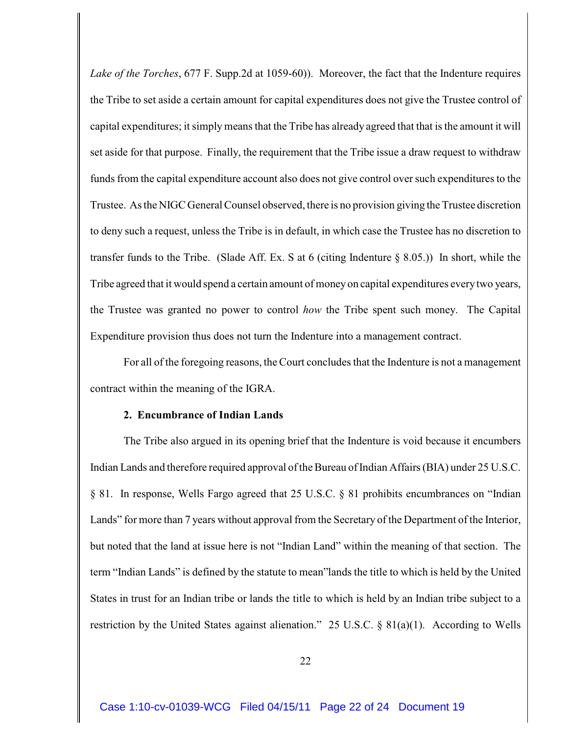*Lake of the Torches*, 677 F. Supp.2d at 1059-60)). Moreover, the fact that the Indenture requires the Tribe to set aside a certain amount for capital expenditures does not give the Trustee control of capital expenditures; it simply means that the Tribe has already agreed that that is the amount it will set aside for that purpose. Finally, the requirement that the Tribe issue a draw request to withdraw funds from the capital expenditure account also does not give control over such expenditures to the Trustee. As the NIGC General Counsel observed, there is no provision giving the Trustee discretion to deny such a request, unless the Tribe is in default, in which case the Trustee has no discretion to transfer funds to the Tribe. (Slade Aff. Ex. S at 6 (citing Indenture § 8.05.)) In short, while the Tribe agreed that it would spend a certain amount of money on capital expenditures every two years, the Trustee was granted no power to control *how* the Tribe spent such money. The Capital Expenditure provision thus does not turn the Indenture into a management contract.

For all of the foregoing reasons, the Court concludes that the Indenture is not a management contract within the meaning of the IGRA.

**2. Encumbrance of Indian Lands**

The Tribe also argued in its opening brief that the Indenture is void because it encumbers Indian Lands and therefore required approval of the Bureau of Indian Affairs (BIA) under 25 U.S.C. § 81. In response, Wells Fargo agreed that 25 U.S.C. § 81 prohibits encumbrances on "Indian Lands" for more than 7 years without approval from the Secretary of the Department of the Interior, but noted that the land at issue here is not "Indian Land" within the meaning of that section. The term "Indian Lands" is defined by the statute to mean"lands the title to which is held by the United States in trust for an Indian tribe or lands the title to which is held by an Indian tribe subject to a restriction by the United States against alienation." 25 U.S.C. § 81(a)(1). According to Wells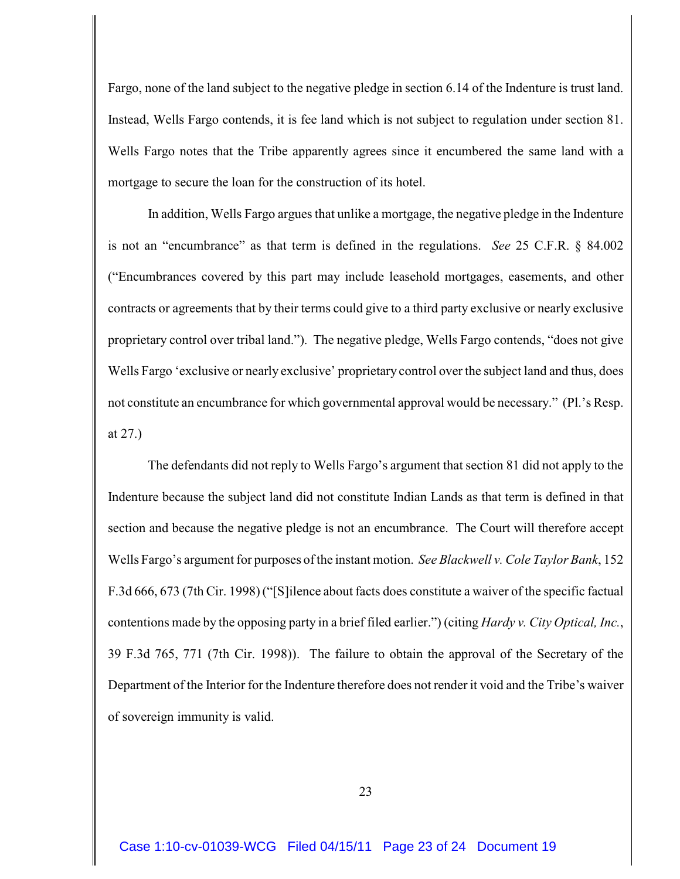Fargo, none of the land subject to the negative pledge in section 6.14 of the Indenture is trust land. Instead, Wells Fargo contends, it is fee land which is not subject to regulation under section 81. Wells Fargo notes that the Tribe apparently agrees since it encumbered the same land with a mortgage to secure the loan for the construction of its hotel.

In addition, Wells Fargo argues that unlike a mortgage, the negative pledge in the Indenture is not an "encumbrance" as that term is defined in the regulations. *See* 25 C.F.R. § 84.002 ("Encumbrances covered by this part may include leasehold mortgages, easements, and other contracts or agreements that by their terms could give to a third party exclusive or nearly exclusive proprietary control over tribal land."). The negative pledge, Wells Fargo contends, "does not give Wells Fargo 'exclusive or nearly exclusive' proprietary control over the subject land and thus, does not constitute an encumbrance for which governmental approval would be necessary." (Pl.'s Resp. at 27.)

The defendants did not reply to Wells Fargo's argument that section 81 did not apply to the Indenture because the subject land did not constitute Indian Lands as that term is defined in that section and because the negative pledge is not an encumbrance. The Court will therefore accept Wells Fargo's argument for purposes of the instant motion. *See Blackwell v. Cole Taylor Bank*, 152 F.3d 666, 673 (7th Cir. 1998) ("[S]ilence about facts does constitute a waiver of the specific factual contentions made by the opposing party in a brief filed earlier.") (citing *Hardy v. City Optical, Inc.*, 39 F.3d 765, 771 (7th Cir. 1998)). The failure to obtain the approval of the Secretary of the Department of the Interior for the Indenture therefore does not render it void and the Tribe's waiver of sovereign immunity is valid.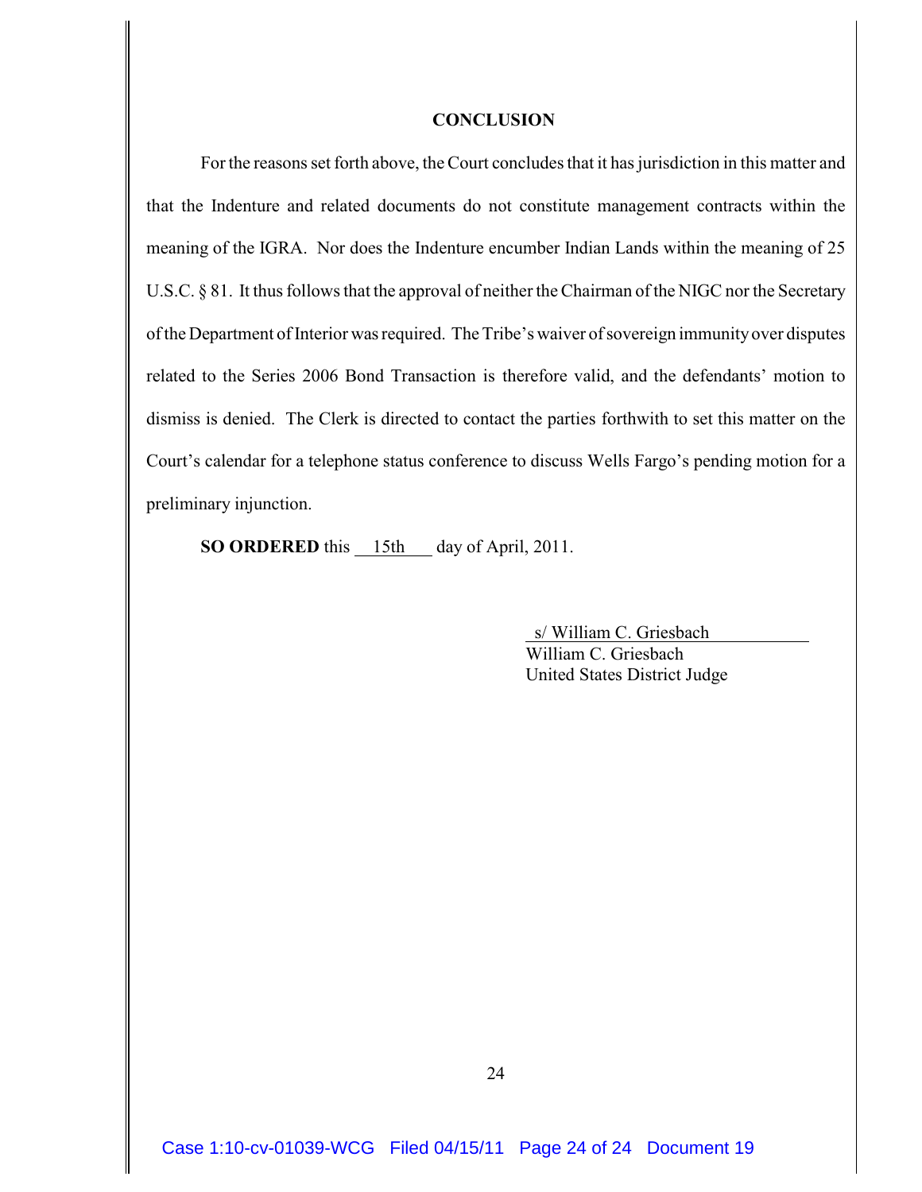## CONCLUSION

For the reasons set forth above, the Court concludes that it has jurisdiction in this matter and that the Indenture and related documents do not constitute management contracts within the meaning of the IGRA. Nor does the Indenture encumber Indian Lands within the meaning of 25 U.S.C. § 81. It thus follows that the approval of neither the Chairman of the NIGC nor the Secretary of the Department of Interior was required. The Tribe's waiver of sovereign immunity over disputes related to the Series 2006 Bond Transaction is therefore valid, and the defendants' motion to dismiss is denied. The Clerk is directed to contact the parties forthwith to set this matter on the Court's calendar for a telephone status conference to discuss Wells Fargo's pending motion for a preliminary injunction.

**SO ORDERED** this 15th day of April, 2011.

s/ William C. Griesbach
William C. Griesbach
United States District Judge